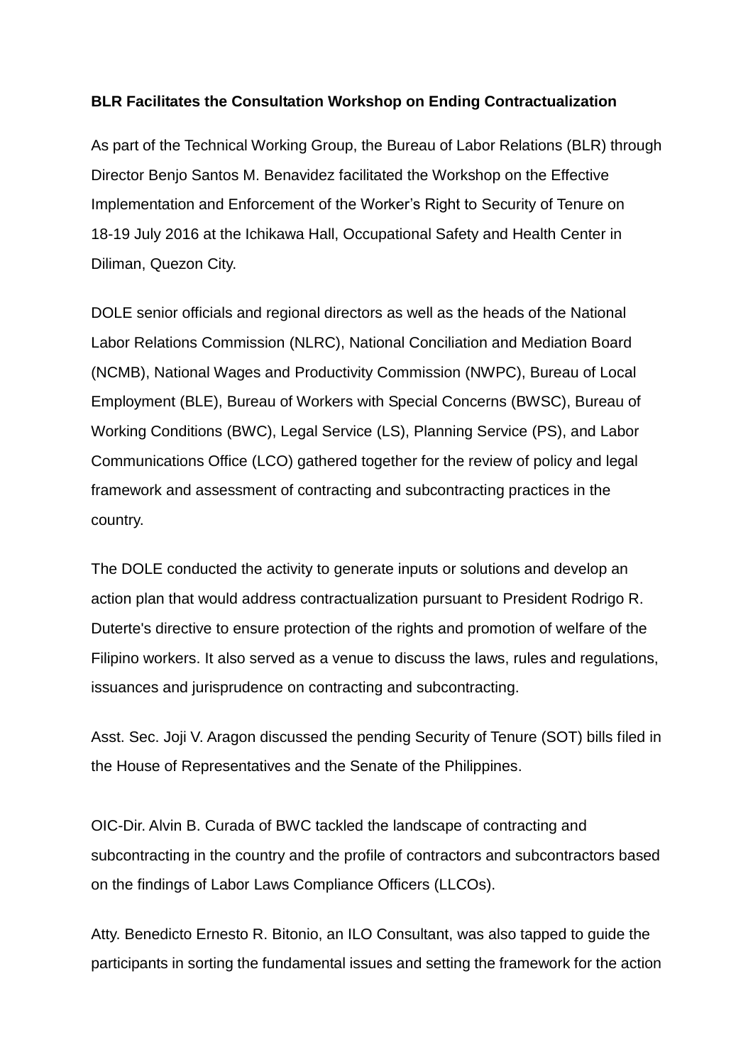**BLR Facilitates the Consultation Workshop on Ending Contractualization**

As part of the Technical Working Group, the Bureau of Labor Relations (BLR) through Director Benjo Santos M. Benavidez facilitated the Workshop on the Effective Implementation and Enforcement of the Worker's Right to Security of Tenure on 18-19 July 2016 at the Ichikawa Hall, Occupational Safety and Health Center in Diliman, Quezon City.

DOLE senior officials and regional directors as well as the heads of the National Labor Relations Commission (NLRC), National Conciliation and Mediation Board (NCMB), National Wages and Productivity Commission (NWPC), Bureau of Local Employment (BLE), Bureau of Workers with Special Concerns (BWSC), Bureau of Working Conditions (BWC), Legal Service (LS), Planning Service (PS), and Labor Communications Office (LCO) gathered together for the review of policy and legal framework and assessment of contracting and subcontracting practices in the country.

The DOLE conducted the activity to generate inputs or solutions and develop an action plan that would address contractualization pursuant to President Rodrigo R. Duterte's directive to ensure protection of the rights and promotion of welfare of the Filipino workers. It also served as a venue to discuss the laws, rules and regulations, issuances and jurisprudence on contracting and subcontracting.

Asst. Sec. Joji V. Aragon discussed the pending Security of Tenure (SOT) bills filed in the House of Representatives and the Senate of the Philippines.

OIC-Dir. Alvin B. Curada of BWC tackled the landscape of contracting and subcontracting in the country and the profile of contractors and subcontractors based on the findings of Labor Laws Compliance Officers (LLCOs).

Atty. Benedicto Ernesto R. Bitonio, an ILO Consultant, was also tapped to guide the participants in sorting the fundamental issues and setting the framework for the action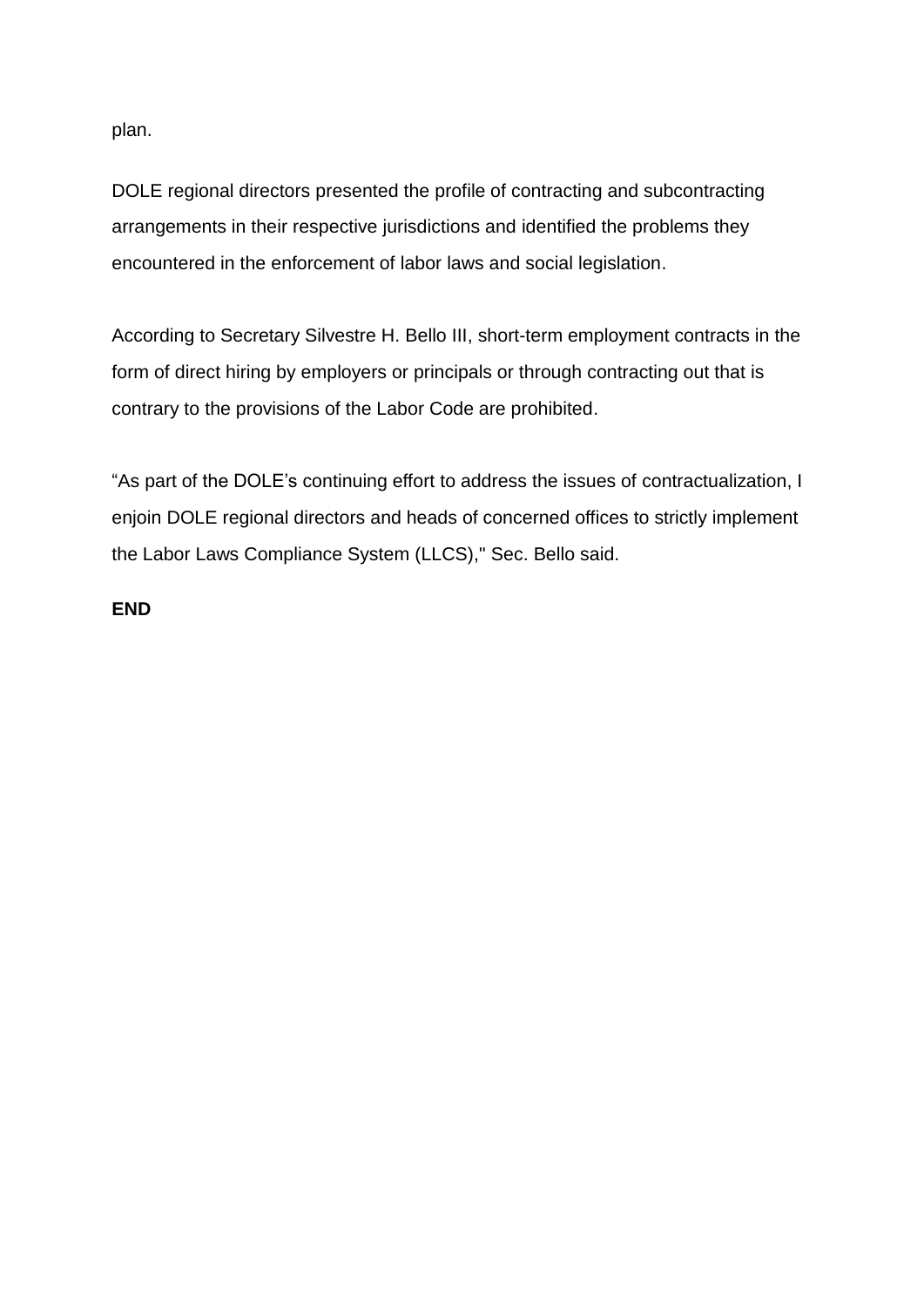plan.

DOLE regional directors presented the profile of contracting and subcontracting arrangements in their respective jurisdictions and identified the problems they encountered in the enforcement of labor laws and social legislation.

According to Secretary Silvestre H. Bello III, short-term employment contracts in the form of direct hiring by employers or principals or through contracting out that is contrary to the provisions of the Labor Code are prohibited.

“As part of the DOLE’s continuing effort to address the issues of contractualization, I enjoin DOLE regional directors and heads of concerned offices to strictly implement the Labor Laws Compliance System (LLCS)," Sec. Bello said.

**END**